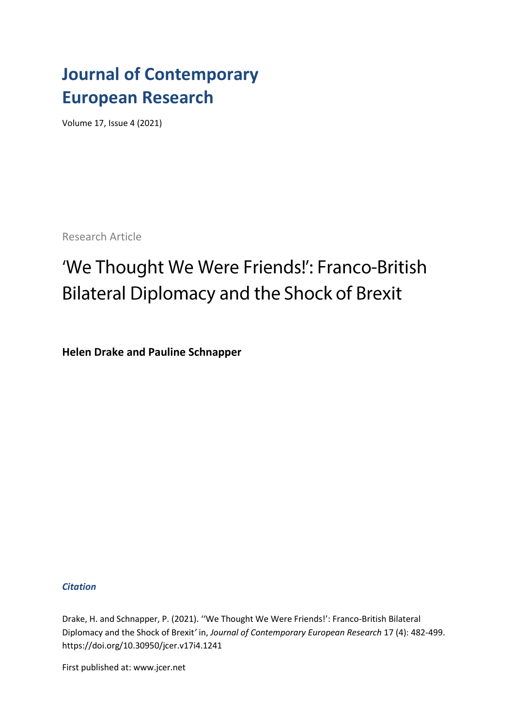# Journal of Contemporary European Research

Volume 17, Issue 4 (2021)

Research Article

## 'We Thought We Were Friends!': Franco-British Bilateral Diplomacy and the Shock of Brexit

**Helen Drake and Pauline Schnapper**

***Citation***

Drake, H. and Schnapper, P. (2021). ''We Thought We Were Friends!': Franco-British Bilateral Diplomacy and the Shock of Brexit' in, *Journal of Contemporary European Research* 17 (4): 482-499. https://doi.org/10.30950/jcer.v17i4.1241

First published at: www.jcer.net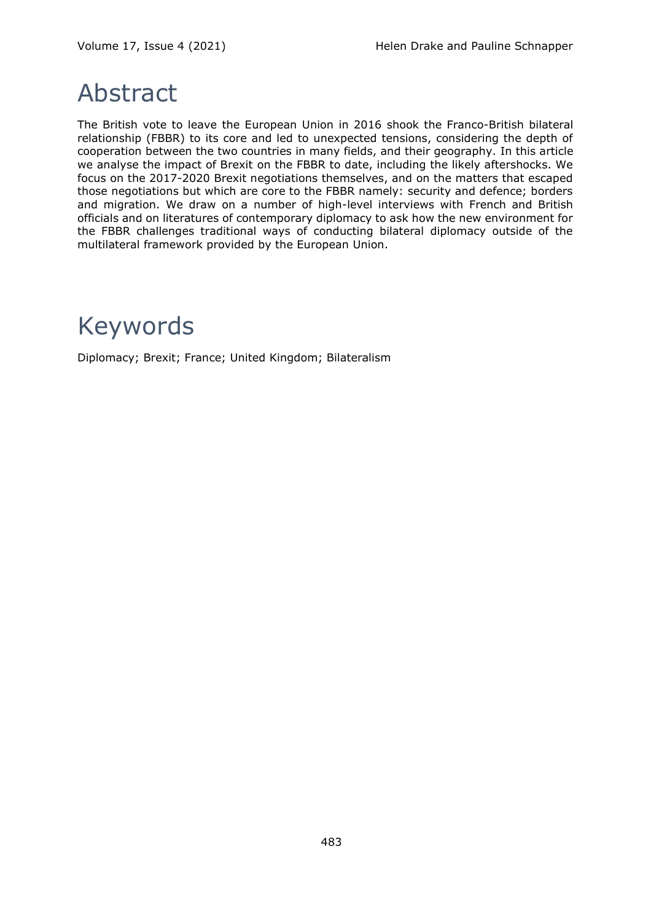# Abstract

The British vote to leave the European Union in 2016 shook the Franco-British bilateral relationship (FBBR) to its core and led to unexpected tensions, considering the depth of cooperation between the two countries in many fields, and their geography. In this article we analyse the impact of Brexit on the FBBR to date, including the likely aftershocks. We focus on the 2017-2020 Brexit negotiations themselves, and on the matters that escaped those negotiations but which are core to the FBBR namely: security and defence; borders and migration. We draw on a number of high-level interviews with French and British officials and on literatures of contemporary diplomacy to ask how the new environment for the FBBR challenges traditional ways of conducting bilateral diplomacy outside of the multilateral framework provided by the European Union.

# Keywords

Diplomacy; Brexit; France; United Kingdom; Bilateralism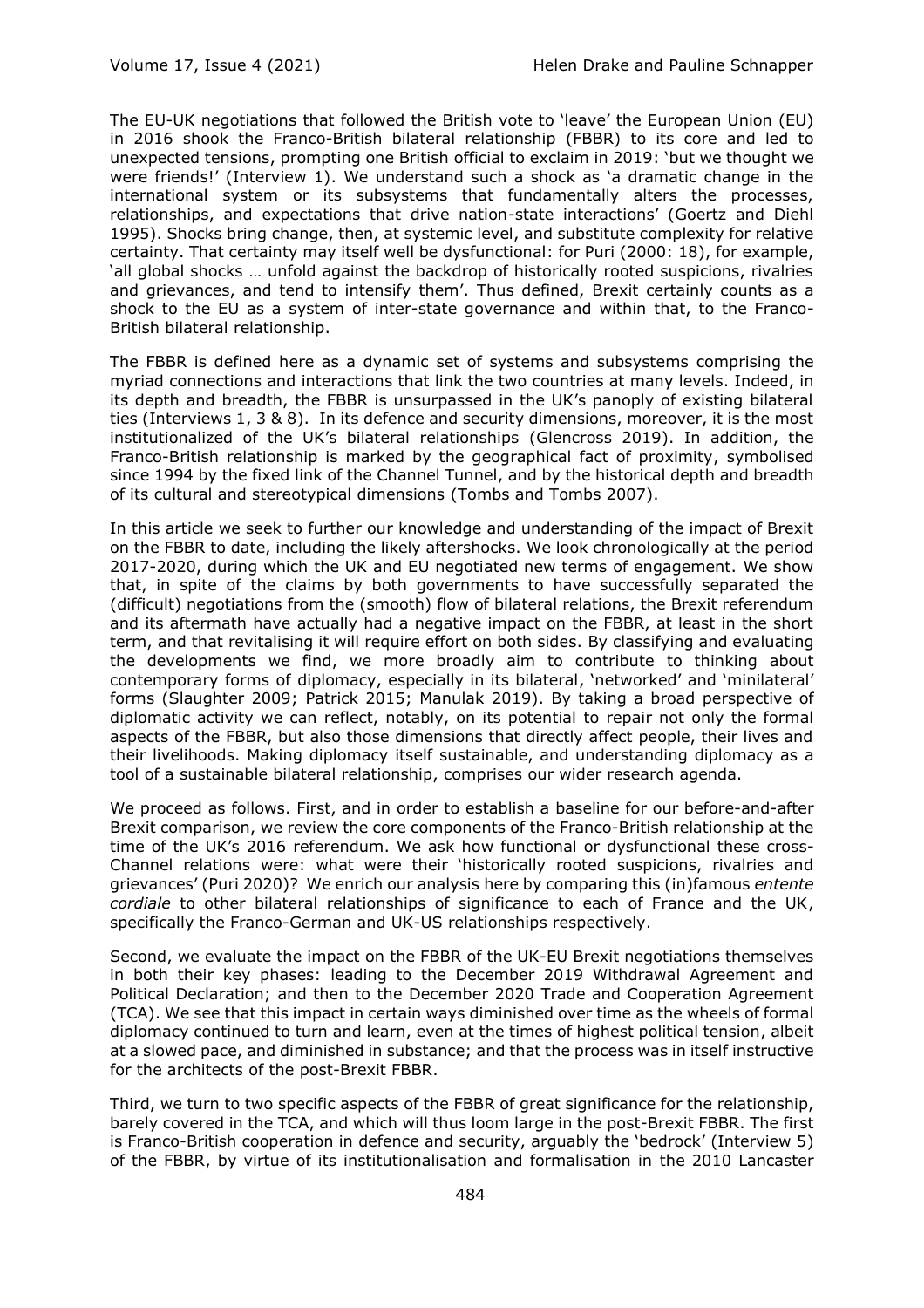The EU-UK negotiations that followed the British vote to 'leave' the European Union (EU) in 2016 shook the Franco-British bilateral relationship (FBBR) to its core and led to unexpected tensions, prompting one British official to exclaim in 2019: 'but we thought we were friends!' (Interview 1). We understand such a shock as 'a dramatic change in the international system or its subsystems that fundamentally alters the processes, relationships, and expectations that drive nation-state interactions' (Goertz and Diehl 1995). Shocks bring change, then, at systemic level, and substitute complexity for relative certainty. That certainty may itself well be dysfunctional: for Puri (2000: 18), for example, 'all global shocks … unfold against the backdrop of historically rooted suspicions, rivalries and grievances, and tend to intensify them'. Thus defined, Brexit certainly counts as a shock to the EU as a system of inter-state governance and within that, to the Franco-British bilateral relationship.

The FBBR is defined here as a dynamic set of systems and subsystems comprising the myriad connections and interactions that link the two countries at many levels. Indeed, in its depth and breadth, the FBBR is unsurpassed in the UK's panoply of existing bilateral ties (Interviews 1, 3 & 8). In its defence and security dimensions, moreover, it is the most institutionalized of the UK's bilateral relationships (Glencross 2019). In addition, the Franco-British relationship is marked by the geographical fact of proximity, symbolised since 1994 by the fixed link of the Channel Tunnel, and by the historical depth and breadth of its cultural and stereotypical dimensions (Tombs and Tombs 2007).

In this article we seek to further our knowledge and understanding of the impact of Brexit on the FBBR to date, including the likely aftershocks. We look chronologically at the period 2017-2020, during which the UK and EU negotiated new terms of engagement. We show that, in spite of the claims by both governments to have successfully separated the (difficult) negotiations from the (smooth) flow of bilateral relations, the Brexit referendum and its aftermath have actually had a negative impact on the FBBR, at least in the short term, and that revitalising it will require effort on both sides. By classifying and evaluating the developments we find, we more broadly aim to contribute to thinking about contemporary forms of diplomacy, especially in its bilateral, 'networked' and 'minilateral' forms (Slaughter 2009; Patrick 2015; Manulak 2019). By taking a broad perspective of diplomatic activity we can reflect, notably, on its potential to repair not only the formal aspects of the FBBR, but also those dimensions that directly affect people, their lives and their livelihoods. Making diplomacy itself sustainable, and understanding diplomacy as a tool of a sustainable bilateral relationship, comprises our wider research agenda.

We proceed as follows. First, and in order to establish a baseline for our before-and-after Brexit comparison, we review the core components of the Franco-British relationship at the time of the UK's 2016 referendum. We ask how functional or dysfunctional these cross-Channel relations were: what were their 'historically rooted suspicions, rivalries and grievances' (Puri 2020)? We enrich our analysis here by comparing this (in)famous *entente cordiale* to other bilateral relationships of significance to each of France and the UK, specifically the Franco-German and UK-US relationships respectively.

Second, we evaluate the impact on the FBBR of the UK-EU Brexit negotiations themselves in both their key phases: leading to the December 2019 Withdrawal Agreement and Political Declaration; and then to the December 2020 Trade and Cooperation Agreement (TCA). We see that this impact in certain ways diminished over time as the wheels of formal diplomacy continued to turn and learn, even at the times of highest political tension, albeit at a slowed pace, and diminished in substance; and that the process was in itself instructive for the architects of the post-Brexit FBBR.

Third, we turn to two specific aspects of the FBBR of great significance for the relationship, barely covered in the TCA, and which will thus loom large in the post-Brexit FBBR. The first is Franco-British cooperation in defence and security, arguably the 'bedrock' (Interview 5) of the FBBR, by virtue of its institutionalisation and formalisation in the 2010 Lancaster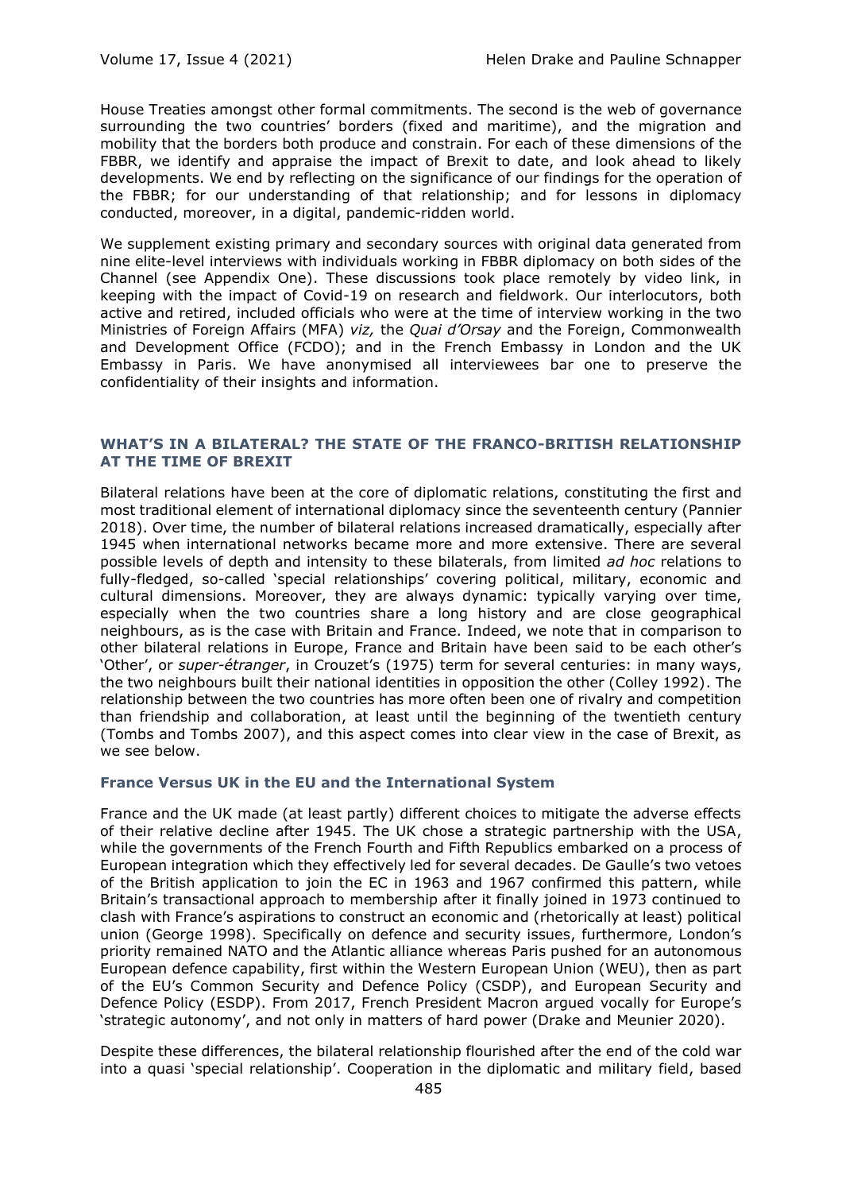House Treaties amongst other formal commitments. The second is the web of governance surrounding the two countries' borders (fixed and maritime), and the migration and mobility that the borders both produce and constrain. For each of these dimensions of the FBBR, we identify and appraise the impact of Brexit to date, and look ahead to likely developments. We end by reflecting on the significance of our findings for the operation of the FBBR; for our understanding of that relationship; and for lessons in diplomacy conducted, moreover, in a digital, pandemic-ridden world.

We supplement existing primary and secondary sources with original data generated from nine elite-level interviews with individuals working in FBBR diplomacy on both sides of the Channel (see Appendix One). These discussions took place remotely by video link, in keeping with the impact of Covid-19 on research and fieldwork. Our interlocutors, both active and retired, included officials who were at the time of interview working in the two Ministries of Foreign Affairs (MFA) *viz,* the *Quai d'Orsay* and the Foreign, Commonwealth and Development Office (FCDO); and in the French Embassy in London and the UK Embassy in Paris. We have anonymised all interviewees bar one to preserve the confidentiality of their insights and information.

## WHAT'S IN A BILATERAL? THE STATE OF THE FRANCO-BRITISH RELATIONSHIP AT THE TIME OF BREXIT

Bilateral relations have been at the core of diplomatic relations, constituting the first and most traditional element of international diplomacy since the seventeenth century (Pannier 2018). Over time, the number of bilateral relations increased dramatically, especially after 1945 when international networks became more and more extensive. There are several possible levels of depth and intensity to these bilaterals, from limited *ad hoc* relations to fully-fledged, so-called 'special relationships' covering political, military, economic and cultural dimensions. Moreover, they are always dynamic: typically varying over time, especially when the two countries share a long history and are close geographical neighbours, as is the case with Britain and France. Indeed, we note that in comparison to other bilateral relations in Europe, France and Britain have been said to be each other's 'Other', or *super-étranger*, in Crouzet's (1975) term for several centuries: in many ways, the two neighbours built their national identities in opposition the other (Colley 1992). The relationship between the two countries has more often been one of rivalry and competition than friendship and collaboration, at least until the beginning of the twentieth century (Tombs and Tombs 2007), and this aspect comes into clear view in the case of Brexit, as we see below.

### France Versus UK in the EU and the International System

France and the UK made (at least partly) different choices to mitigate the adverse effects of their relative decline after 1945. The UK chose a strategic partnership with the USA, while the governments of the French Fourth and Fifth Republics embarked on a process of European integration which they effectively led for several decades. De Gaulle's two vetoes of the British application to join the EC in 1963 and 1967 confirmed this pattern, while Britain's transactional approach to membership after it finally joined in 1973 continued to clash with France's aspirations to construct an economic and (rhetorically at least) political union (George 1998). Specifically on defence and security issues, furthermore, London's priority remained NATO and the Atlantic alliance whereas Paris pushed for an autonomous European defence capability, first within the Western European Union (WEU), then as part of the EU's Common Security and Defence Policy (CSDP), and European Security and Defence Policy (ESDP). From 2017, French President Macron argued vocally for Europe's 'strategic autonomy', and not only in matters of hard power (Drake and Meunier 2020).

Despite these differences, the bilateral relationship flourished after the end of the cold war into a quasi 'special relationship'. Cooperation in the diplomatic and military field, based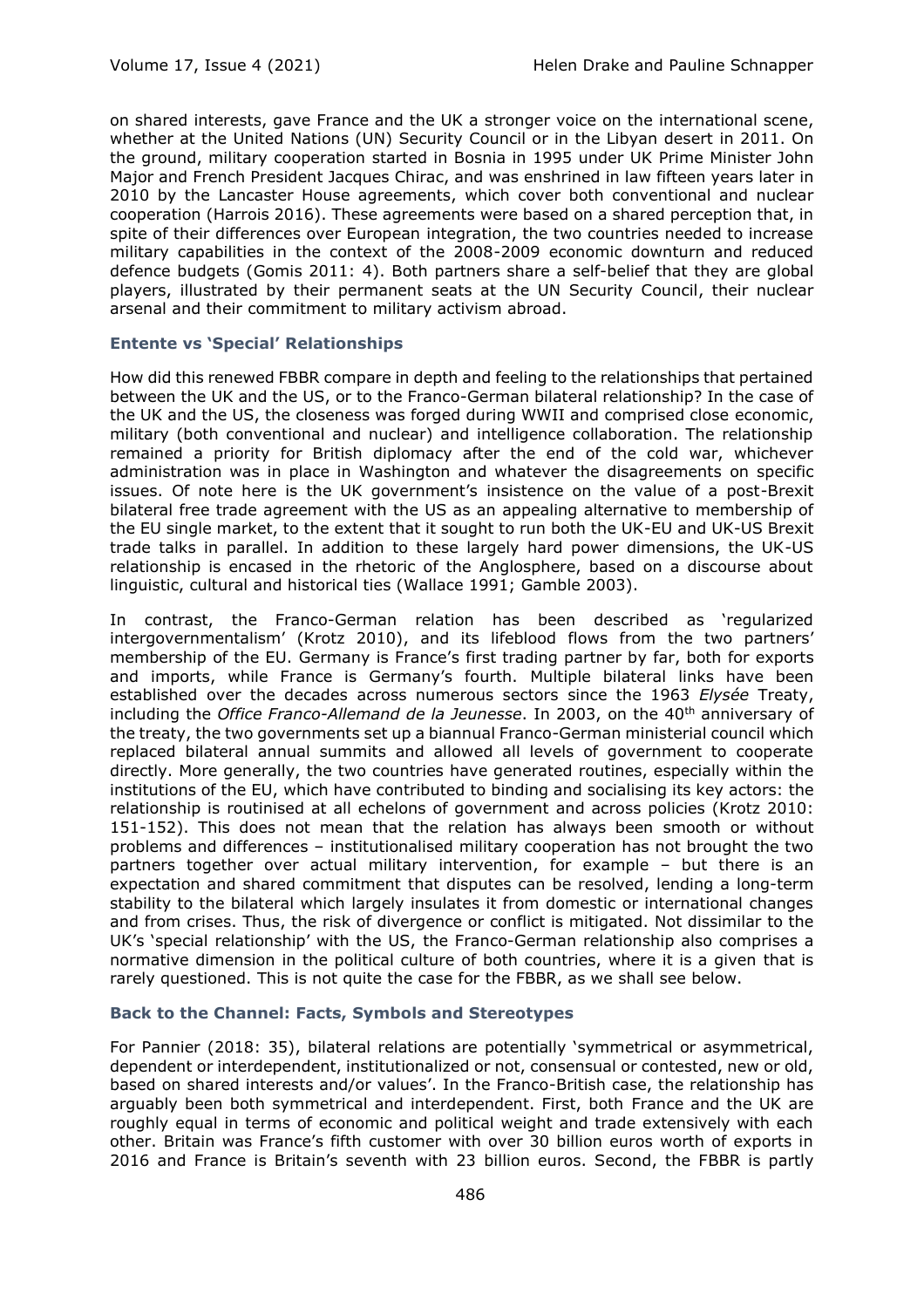on shared interests, gave France and the UK a stronger voice on the international scene, whether at the United Nations (UN) Security Council or in the Libyan desert in 2011. On the ground, military cooperation started in Bosnia in 1995 under UK Prime Minister John Major and French President Jacques Chirac, and was enshrined in law fifteen years later in 2010 by the Lancaster House agreements, which cover both conventional and nuclear cooperation (Harrois 2016). These agreements were based on a shared perception that, in spite of their differences over European integration, the two countries needed to increase military capabilities in the context of the 2008-2009 economic downturn and reduced defence budgets (Gomis 2011: 4). Both partners share a self-belief that they are global players, illustrated by their permanent seats at the UN Security Council, their nuclear arsenal and their commitment to military activism abroad.

### Entente vs 'Special' Relationships

How did this renewed FBBR compare in depth and feeling to the relationships that pertained between the UK and the US, or to the Franco-German bilateral relationship? In the case of the UK and the US, the closeness was forged during WWII and comprised close economic, military (both conventional and nuclear) and intelligence collaboration. The relationship remained a priority for British diplomacy after the end of the cold war, whichever administration was in place in Washington and whatever the disagreements on specific issues. Of note here is the UK government's insistence on the value of a post-Brexit bilateral free trade agreement with the US as an appealing alternative to membership of the EU single market, to the extent that it sought to run both the UK-EU and UK-US Brexit trade talks in parallel. In addition to these largely hard power dimensions, the UK-US relationship is encased in the rhetoric of the Anglosphere, based on a discourse about linguistic, cultural and historical ties (Wallace 1991; Gamble 2003).

In contrast, the Franco-German relation has been described as 'regularized intergovernmentalism' (Krotz 2010), and its lifeblood flows from the two partners' membership of the EU. Germany is France's first trading partner by far, both for exports and imports, while France is Germany's fourth. Multiple bilateral links have been established over the decades across numerous sectors since the 1963 *Elysée* Treaty, including the *Office Franco-Allemand de la Jeunesse*. In 2003, on the 40th anniversary of the treaty, the two governments set up a biannual Franco-German ministerial council which replaced bilateral annual summits and allowed all levels of government to cooperate directly. More generally, the two countries have generated routines, especially within the institutions of the EU, which have contributed to binding and socialising its key actors: the relationship is routinised at all echelons of government and across policies (Krotz 2010: 151-152). This does not mean that the relation has always been smooth or without problems and differences – institutionalised military cooperation has not brought the two partners together over actual military intervention, for example – but there is an expectation and shared commitment that disputes can be resolved, lending a long-term stability to the bilateral which largely insulates it from domestic or international changes and from crises. Thus, the risk of divergence or conflict is mitigated. Not dissimilar to the UK's 'special relationship' with the US, the Franco-German relationship also comprises a normative dimension in the political culture of both countries, where it is a given that is rarely questioned. This is not quite the case for the FBBR, as we shall see below.

### Back to the Channel: Facts, Symbols and Stereotypes

For Pannier (2018: 35), bilateral relations are potentially 'symmetrical or asymmetrical, dependent or interdependent, institutionalized or not, consensual or contested, new or old, based on shared interests and/or values'. In the Franco-British case, the relationship has arguably been both symmetrical and interdependent. First, both France and the UK are roughly equal in terms of economic and political weight and trade extensively with each other. Britain was France's fifth customer with over 30 billion euros worth of exports in 2016 and France is Britain's seventh with 23 billion euros. Second, the FBBR is partly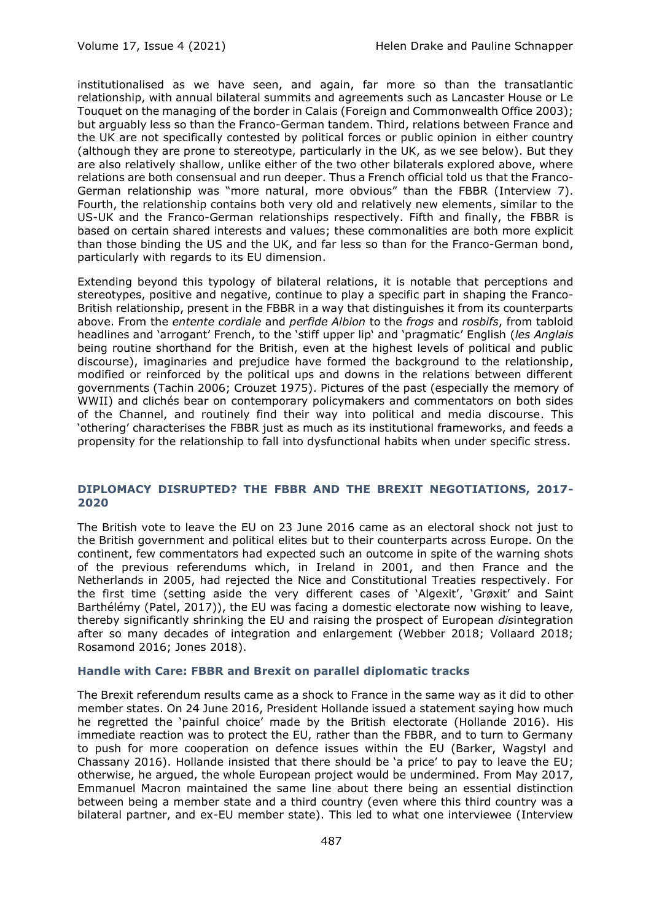institutionalised as we have seen, and again, far more so than the transatlantic relationship, with annual bilateral summits and agreements such as Lancaster House or Le Touquet on the managing of the border in Calais (Foreign and Commonwealth Office 2003); but arguably less so than the Franco-German tandem. Third, relations between France and the UK are not specifically contested by political forces or public opinion in either country (although they are prone to stereotype, particularly in the UK, as we see below). But they are also relatively shallow, unlike either of the two other bilaterals explored above, where relations are both consensual and run deeper. Thus a French official told us that the Franco-German relationship was "more natural, more obvious" than the FBBR (Interview 7). Fourth, the relationship contains both very old and relatively new elements, similar to the US-UK and the Franco-German relationships respectively. Fifth and finally, the FBBR is based on certain shared interests and values; these commonalities are both more explicit than those binding the US and the UK, and far less so than for the Franco-German bond, particularly with regards to its EU dimension.

Extending beyond this typology of bilateral relations, it is notable that perceptions and stereotypes, positive and negative, continue to play a specific part in shaping the Franco-British relationship, present in the FBBR in a way that distinguishes it from its counterparts above. From the *entente cordiale* and *perfide Albion* to the *frogs* and *rosbifs*, from tabloid headlines and 'arrogant' French, to the 'stiff upper lip' and 'pragmatic' English (*les Anglais* being routine shorthand for the British, even at the highest levels of political and public discourse), imaginaries and prejudice have formed the background to the relationship, modified or reinforced by the political ups and downs in the relations between different governments (Tachin 2006; Crouzet 1975). Pictures of the past (especially the memory of WWII) and clichés bear on contemporary policymakers and commentators on both sides of the Channel, and routinely find their way into political and media discourse. This 'othering' characterises the FBBR just as much as its institutional frameworks, and feeds a propensity for the relationship to fall into dysfunctional habits when under specific stress.

## DIPLOMACY DISRUPTED? THE FBBR AND THE BREXIT NEGOTIATIONS, 2017-2020

The British vote to leave the EU on 23 June 2016 came as an electoral shock not just to the British government and political elites but to their counterparts across Europe. On the continent, few commentators had expected such an outcome in spite of the warning shots of the previous referendums which, in Ireland in 2001, and then France and the Netherlands in 2005, had rejected the Nice and Constitutional Treaties respectively. For the first time (setting aside the very different cases of 'Algexit', 'Grøxit' and Saint Barthélémy (Patel, 2017)), the EU was facing a domestic electorate now wishing to leave, thereby significantly shrinking the EU and raising the prospect of European *dis*integration after so many decades of integration and enlargement (Webber 2018; Vollaard 2018; Rosamond 2016; Jones 2018).

### Handle with Care: FBBR and Brexit on parallel diplomatic tracks

The Brexit referendum results came as a shock to France in the same way as it did to other member states. On 24 June 2016, President Hollande issued a statement saying how much he regretted the 'painful choice' made by the British electorate (Hollande 2016). His immediate reaction was to protect the EU, rather than the FBBR, and to turn to Germany to push for more cooperation on defence issues within the EU (Barker, Wagstyl and Chassany 2016). Hollande insisted that there should be 'a price' to pay to leave the EU; otherwise, he argued, the whole European project would be undermined. From May 2017, Emmanuel Macron maintained the same line about there being an essential distinction between being a member state and a third country (even where this third country was a bilateral partner, and ex-EU member state). This led to what one interviewee (Interview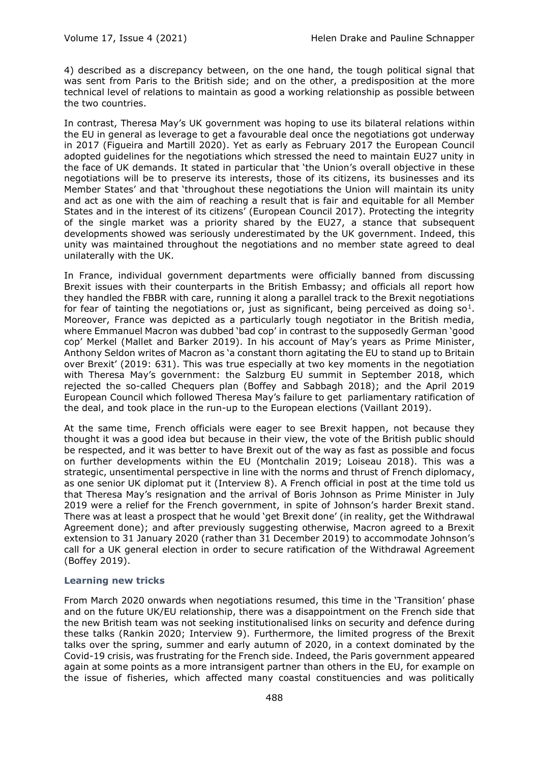4) described as a discrepancy between, on the one hand, the tough political signal that was sent from Paris to the British side; and on the other, a predisposition at the more technical level of relations to maintain as good a working relationship as possible between the two countries.

In contrast, Theresa May's UK government was hoping to use its bilateral relations within the EU in general as leverage to get a favourable deal once the negotiations got underway in 2017 (Figueira and Martill 2020). Yet as early as February 2017 the European Council adopted guidelines for the negotiations which stressed the need to maintain EU27 unity in the face of UK demands. It stated in particular that 'the Union's overall objective in these negotiations will be to preserve its interests, those of its citizens, its businesses and its Member States' and that 'throughout these negotiations the Union will maintain its unity and act as one with the aim of reaching a result that is fair and equitable for all Member States and in the interest of its citizens' (European Council 2017). Protecting the integrity of the single market was a priority shared by the EU27, a stance that subsequent developments showed was seriously underestimated by the UK government. Indeed, this unity was maintained throughout the negotiations and no member state agreed to deal unilaterally with the UK.

In France, individual government departments were officially banned from discussing Brexit issues with their counterparts in the British Embassy; and officials all report how they handled the FBBR with care, running it along a parallel track to the Brexit negotiations for fear of tainting the negotiations or, just as significant, being perceived as doing so[1]. Moreover, France was depicted as a particularly tough negotiator in the British media, where Emmanuel Macron was dubbed 'bad cop' in contrast to the supposedly German 'good cop' Merkel (Mallet and Barker 2019). In his account of May's years as Prime Minister, Anthony Seldon writes of Macron as 'a constant thorn agitating the EU to stand up to Britain over Brexit' (2019: 631). This was true especially at two key moments in the negotiation with Theresa May's government: the Salzburg EU summit in September 2018, which rejected the so-called Chequers plan (Boffey and Sabbagh 2018); and the April 2019 European Council which followed Theresa May's failure to get parliamentary ratification of the deal, and took place in the run-up to the European elections (Vaillant 2019).

At the same time, French officials were eager to see Brexit happen, not because they thought it was a good idea but because in their view, the vote of the British public should be respected, and it was better to have Brexit out of the way as fast as possible and focus on further developments within the EU (Montchalin 2019; Loiseau 2018). This was a strategic, unsentimental perspective in line with the norms and thrust of French diplomacy, as one senior UK diplomat put it (Interview 8). A French official in post at the time told us that Theresa May's resignation and the arrival of Boris Johnson as Prime Minister in July 2019 were a relief for the French government, in spite of Johnson's harder Brexit stand. There was at least a prospect that he would 'get Brexit done' (in reality, get the Withdrawal Agreement done); and after previously suggesting otherwise, Macron agreed to a Brexit extension to 31 January 2020 (rather than 31 December 2019) to accommodate Johnson's call for a UK general election in order to secure ratification of the Withdrawal Agreement (Boffey 2019).

### Learning new tricks

From March 2020 onwards when negotiations resumed, this time in the 'Transition' phase and on the future UK/EU relationship, there was a disappointment on the French side that the new British team was not seeking institutionalised links on security and defence during these talks (Rankin 2020; Interview 9). Furthermore, the limited progress of the Brexit talks over the spring, summer and early autumn of 2020, in a context dominated by the Covid-19 crisis, was frustrating for the French side. Indeed, the Paris government appeared again at some points as a more intransigent partner than others in the EU, for example on the issue of fisheries, which affected many coastal constituencies and was politically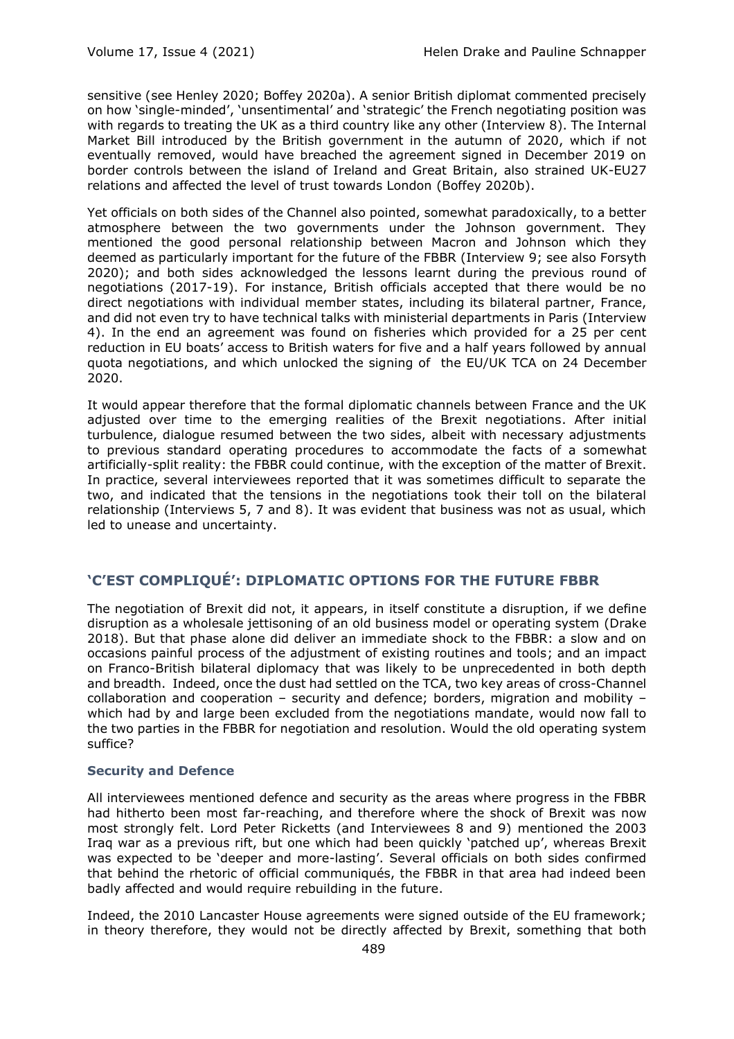sensitive (see Henley 2020; Boffey 2020a). A senior British diplomat commented precisely on how 'single-minded', 'unsentimental' and 'strategic' the French negotiating position was with regards to treating the UK as a third country like any other (Interview 8). The Internal Market Bill introduced by the British government in the autumn of 2020, which if not eventually removed, would have breached the agreement signed in December 2019 on border controls between the island of Ireland and Great Britain, also strained UK-EU27 relations and affected the level of trust towards London (Boffey 2020b).

Yet officials on both sides of the Channel also pointed, somewhat paradoxically, to a better atmosphere between the two governments under the Johnson government. They mentioned the good personal relationship between Macron and Johnson which they deemed as particularly important for the future of the FBBR (Interview 9; see also Forsyth 2020); and both sides acknowledged the lessons learnt during the previous round of negotiations (2017-19). For instance, British officials accepted that there would be no direct negotiations with individual member states, including its bilateral partner, France, and did not even try to have technical talks with ministerial departments in Paris (Interview 4). In the end an agreement was found on fisheries which provided for a 25 per cent reduction in EU boats' access to British waters for five and a half years followed by annual quota negotiations, and which unlocked the signing of the EU/UK TCA on 24 December 2020.

It would appear therefore that the formal diplomatic channels between France and the UK adjusted over time to the emerging realities of the Brexit negotiations. After initial turbulence, dialogue resumed between the two sides, albeit with necessary adjustments to previous standard operating procedures to accommodate the facts of a somewhat artificially-split reality: the FBBR could continue, with the exception of the matter of Brexit. In practice, several interviewees reported that it was sometimes difficult to separate the two, and indicated that the tensions in the negotiations took their toll on the bilateral relationship (Interviews 5, 7 and 8). It was evident that business was not as usual, which led to unease and uncertainty.

## 'C'EST COMPLIQUÉ': DIPLOMATIC OPTIONS FOR THE FUTURE FBBR

The negotiation of Brexit did not, it appears, in itself constitute a disruption, if we define disruption as a wholesale jettisoning of an old business model or operating system (Drake 2018). But that phase alone did deliver an immediate shock to the FBBR: a slow and on occasions painful process of the adjustment of existing routines and tools; and an impact on Franco-British bilateral diplomacy that was likely to be unprecedented in both depth and breadth. Indeed, once the dust had settled on the TCA, two key areas of cross-Channel collaboration and cooperation – security and defence; borders, migration and mobility – which had by and large been excluded from the negotiations mandate, would now fall to the two parties in the FBBR for negotiation and resolution. Would the old operating system suffice?

### Security and Defence

All interviewees mentioned defence and security as the areas where progress in the FBBR had hitherto been most far-reaching, and therefore where the shock of Brexit was now most strongly felt. Lord Peter Ricketts (and Interviewees 8 and 9) mentioned the 2003 Iraq war as a previous rift, but one which had been quickly 'patched up', whereas Brexit was expected to be 'deeper and more-lasting'. Several officials on both sides confirmed that behind the rhetoric of official communiqués, the FBBR in that area had indeed been badly affected and would require rebuilding in the future.

Indeed, the 2010 Lancaster House agreements were signed outside of the EU framework; in theory therefore, they would not be directly affected by Brexit, something that both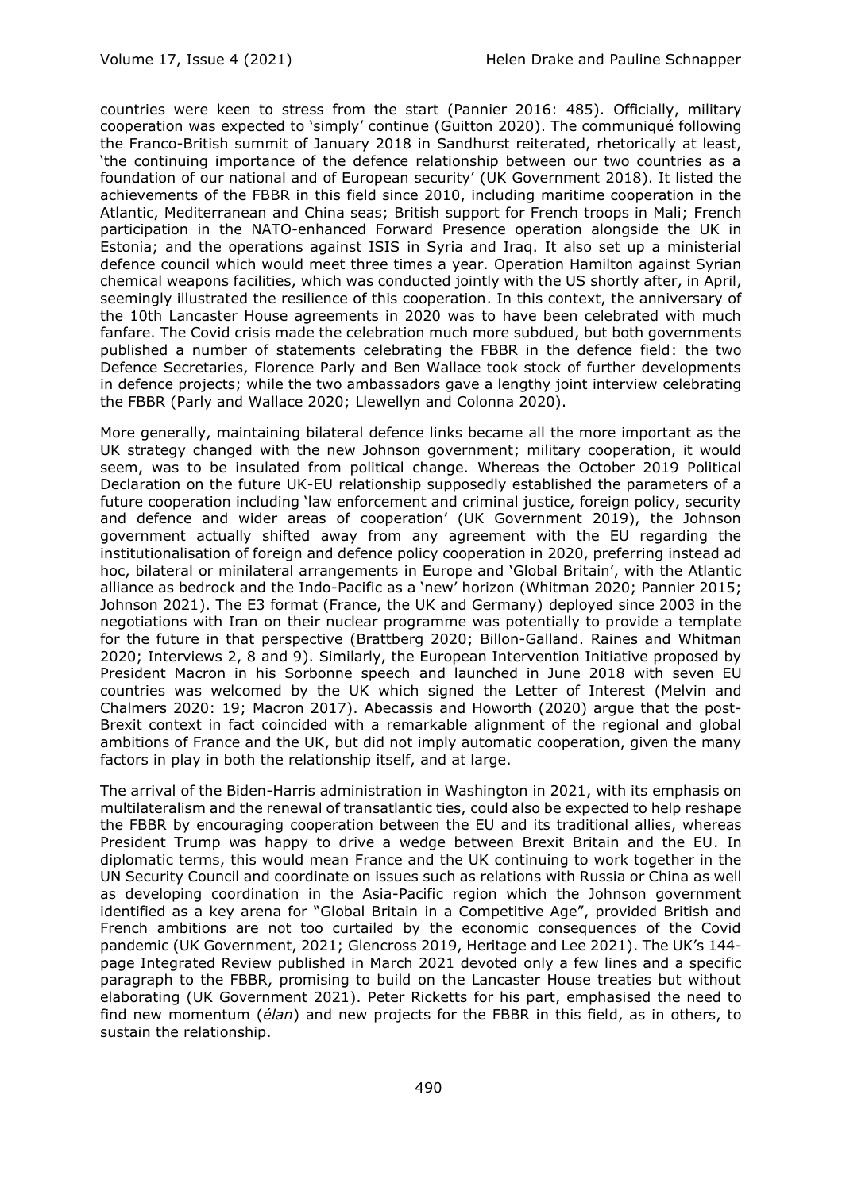countries were keen to stress from the start (Pannier 2016: 485). Officially, military cooperation was expected to 'simply' continue (Guitton 2020). The communiqué following the Franco-British summit of January 2018 in Sandhurst reiterated, rhetorically at least, 'the continuing importance of the defence relationship between our two countries as a foundation of our national and of European security' (UK Government 2018). It listed the achievements of the FBBR in this field since 2010, including maritime cooperation in the Atlantic, Mediterranean and China seas; British support for French troops in Mali; French participation in the NATO-enhanced Forward Presence operation alongside the UK in Estonia; and the operations against ISIS in Syria and Iraq. It also set up a ministerial defence council which would meet three times a year. Operation Hamilton against Syrian chemical weapons facilities, which was conducted jointly with the US shortly after, in April, seemingly illustrated the resilience of this cooperation. In this context, the anniversary of the 10th Lancaster House agreements in 2020 was to have been celebrated with much fanfare. The Covid crisis made the celebration much more subdued, but both governments published a number of statements celebrating the FBBR in the defence field: the two Defence Secretaries, Florence Parly and Ben Wallace took stock of further developments in defence projects; while the two ambassadors gave a lengthy joint interview celebrating the FBBR (Parly and Wallace 2020; Llewellyn and Colonna 2020).

More generally, maintaining bilateral defence links became all the more important as the UK strategy changed with the new Johnson government; military cooperation, it would seem, was to be insulated from political change. Whereas the October 2019 Political Declaration on the future UK-EU relationship supposedly established the parameters of a future cooperation including 'law enforcement and criminal justice, foreign policy, security and defence and wider areas of cooperation' (UK Government 2019), the Johnson government actually shifted away from any agreement with the EU regarding the institutionalisation of foreign and defence policy cooperation in 2020, preferring instead ad hoc, bilateral or minilateral arrangements in Europe and 'Global Britain', with the Atlantic alliance as bedrock and the Indo-Pacific as a 'new' horizon (Whitman 2020; Pannier 2015; Johnson 2021). The E3 format (France, the UK and Germany) deployed since 2003 in the negotiations with Iran on their nuclear programme was potentially to provide a template for the future in that perspective (Brattberg 2020; Billon-Galland. Raines and Whitman 2020; Interviews 2, 8 and 9). Similarly, the European Intervention Initiative proposed by President Macron in his Sorbonne speech and launched in June 2018 with seven EU countries was welcomed by the UK which signed the Letter of Interest (Melvin and Chalmers 2020: 19; Macron 2017). Abecassis and Howorth (2020) argue that the post-Brexit context in fact coincided with a remarkable alignment of the regional and global ambitions of France and the UK, but did not imply automatic cooperation, given the many factors in play in both the relationship itself, and at large.

The arrival of the Biden-Harris administration in Washington in 2021, with its emphasis on multilateralism and the renewal of transatlantic ties, could also be expected to help reshape the FBBR by encouraging cooperation between the EU and its traditional allies, whereas President Trump was happy to drive a wedge between Brexit Britain and the EU. In diplomatic terms, this would mean France and the UK continuing to work together in the UN Security Council and coordinate on issues such as relations with Russia or China as well as developing coordination in the Asia-Pacific region which the Johnson government identified as a key arena for "Global Britain in a Competitive Age", provided British and French ambitions are not too curtailed by the economic consequences of the Covid pandemic (UK Government, 2021; Glencross 2019, Heritage and Lee 2021). The UK's 144-page Integrated Review published in March 2021 devoted only a few lines and a specific paragraph to the FBBR, promising to build on the Lancaster House treaties but without elaborating (UK Government 2021). Peter Ricketts for his part, emphasised the need to find new momentum (*élan*) and new projects for the FBBR in this field, as in others, to sustain the relationship.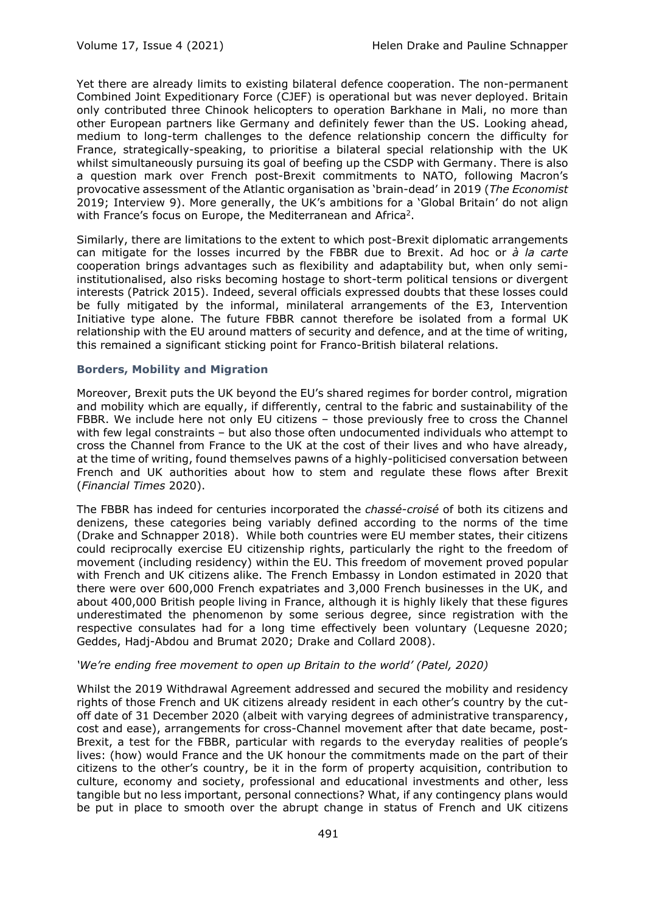Yet there are already limits to existing bilateral defence cooperation. The non-permanent Combined Joint Expeditionary Force (CJEF) is operational but was never deployed. Britain only contributed three Chinook helicopters to operation Barkhane in Mali, no more than other European partners like Germany and definitely fewer than the US. Looking ahead, medium to long-term challenges to the defence relationship concern the difficulty for France, strategically-speaking, to prioritise a bilateral special relationship with the UK whilst simultaneously pursuing its goal of beefing up the CSDP with Germany. There is also a question mark over French post-Brexit commitments to NATO, following Macron's provocative assessment of the Atlantic organisation as 'brain-dead' in 2019 (*The Economist* 2019; Interview 9). More generally, the UK's ambitions for a 'Global Britain' do not align with France's focus on Europe, the Mediterranean and Africa[2].

Similarly, there are limitations to the extent to which post-Brexit diplomatic arrangements can mitigate for the losses incurred by the FBBR due to Brexit. Ad hoc or *à la carte* cooperation brings advantages such as flexibility and adaptability but, when only semi-institutionalised, also risks becoming hostage to short-term political tensions or divergent interests (Patrick 2015). Indeed, several officials expressed doubts that these losses could be fully mitigated by the informal, minilateral arrangements of the E3, Intervention Initiative type alone. The future FBBR cannot therefore be isolated from a formal UK relationship with the EU around matters of security and defence, and at the time of writing, this remained a significant sticking point for Franco-British bilateral relations.

### Borders, Mobility and Migration

Moreover, Brexit puts the UK beyond the EU's shared regimes for border control, migration and mobility which are equally, if differently, central to the fabric and sustainability of the FBBR. We include here not only EU citizens – those previously free to cross the Channel with few legal constraints – but also those often undocumented individuals who attempt to cross the Channel from France to the UK at the cost of their lives and who have already, at the time of writing, found themselves pawns of a highly-politicised conversation between French and UK authorities about how to stem and regulate these flows after Brexit (*Financial Times* 2020).

The FBBR has indeed for centuries incorporated the *chassé-croisé* of both its citizens and denizens, these categories being variably defined according to the norms of the time (Drake and Schnapper 2018). While both countries were EU member states, their citizens could reciprocally exercise EU citizenship rights, particularly the right to the freedom of movement (including residency) within the EU. This freedom of movement proved popular with French and UK citizens alike. The French Embassy in London estimated in 2020 that there were over 600,000 French expatriates and 3,000 French businesses in the UK, and about 400,000 British people living in France, although it is highly likely that these figures underestimated the phenomenon by some serious degree, since registration with the respective consulates had for a long time effectively been voluntary (Lequesne 2020; Geddes, Hadj-Abdou and Brumat 2020; Drake and Collard 2008).

*'We're ending free movement to open up Britain to the world' (Patel, 2020)*

Whilst the 2019 Withdrawal Agreement addressed and secured the mobility and residency rights of those French and UK citizens already resident in each other's country by the cut-off date of 31 December 2020 (albeit with varying degrees of administrative transparency, cost and ease), arrangements for cross-Channel movement after that date became, post-Brexit, a test for the FBBR, particular with regards to the everyday realities of people's lives: (how) would France and the UK honour the commitments made on the part of their citizens to the other's country, be it in the form of property acquisition, contribution to culture, economy and society, professional and educational investments and other, less tangible but no less important, personal connections? What, if any contingency plans would be put in place to smooth over the abrupt change in status of French and UK citizens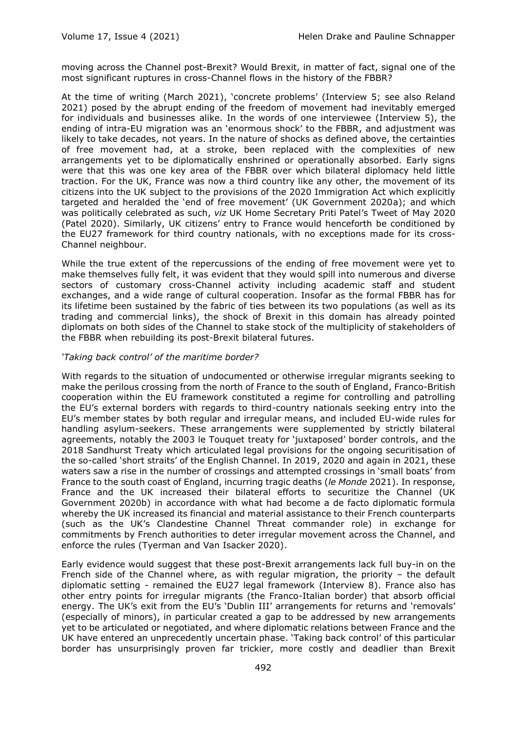moving across the Channel post-Brexit? Would Brexit, in matter of fact, signal one of the most significant ruptures in cross-Channel flows in the history of the FBBR?

At the time of writing (March 2021), 'concrete problems' (Interview 5; see also Reland 2021) posed by the abrupt ending of the freedom of movement had inevitably emerged for individuals and businesses alike. In the words of one interviewee (Interview 5), the ending of intra-EU migration was an 'enormous shock' to the FBBR, and adjustment was likely to take decades, not years. In the nature of shocks as defined above, the certainties of free movement had, at a stroke, been replaced with the complexities of new arrangements yet to be diplomatically enshrined or operationally absorbed. Early signs were that this was one key area of the FBBR over which bilateral diplomacy held little traction. For the UK, France was now a third country like any other, the movement of its citizens into the UK subject to the provisions of the 2020 Immigration Act which explicitly targeted and heralded the 'end of free movement' (UK Government 2020a); and which was politically celebrated as such, *viz* UK Home Secretary Priti Patel's Tweet of May 2020 (Patel 2020). Similarly, UK citizens' entry to France would henceforth be conditioned by the EU27 framework for third country nationals, with no exceptions made for its cross-Channel neighbour.

While the true extent of the repercussions of the ending of free movement were yet to make themselves fully felt, it was evident that they would spill into numerous and diverse sectors of customary cross-Channel activity including academic staff and student exchanges, and a wide range of cultural cooperation. Insofar as the formal FBBR has for its lifetime been sustained by the fabric of ties between its two populations (as well as its trading and commercial links), the shock of Brexit in this domain has already pointed diplomats on both sides of the Channel to stake stock of the multiplicity of stakeholders of the FBBR when rebuilding its post-Brexit bilateral futures.

*'Taking back control' of the maritime border?*

With regards to the situation of undocumented or otherwise irregular migrants seeking to make the perilous crossing from the north of France to the south of England, Franco-British cooperation within the EU framework constituted a regime for controlling and patrolling the EU's external borders with regards to third-country nationals seeking entry into the EU's member states by both regular and irregular means, and included EU-wide rules for handling asylum-seekers. These arrangements were supplemented by strictly bilateral agreements, notably the 2003 le Touquet treaty for 'juxtaposed' border controls, and the 2018 Sandhurst Treaty which articulated legal provisions for the ongoing securitisation of the so-called 'short straits' of the English Channel. In 2019, 2020 and again in 2021, these waters saw a rise in the number of crossings and attempted crossings in 'small boats' from France to the south coast of England, incurring tragic deaths (*le Monde* 2021). In response, France and the UK increased their bilateral efforts to securitize the Channel (UK Government 2020b) in accordance with what had become a de facto diplomatic formula whereby the UK increased its financial and material assistance to their French counterparts (such as the UK's Clandestine Channel Threat commander role) in exchange for commitments by French authorities to deter irregular movement across the Channel, and enforce the rules (Tyerman and Van Isacker 2020).

Early evidence would suggest that these post-Brexit arrangements lack full buy-in on the French side of the Channel where, as with regular migration, the priority – the default diplomatic setting - remained the EU27 legal framework (Interview 8). France also has other entry points for irregular migrants (the Franco-Italian border) that absorb official energy. The UK's exit from the EU's 'Dublin III' arrangements for returns and 'removals' (especially of minors), in particular created a gap to be addressed by new arrangements yet to be articulated or negotiated, and where diplomatic relations between France and the UK have entered an unprecedently uncertain phase. 'Taking back control' of this particular border has unsurprisingly proven far trickier, more costly and deadlier than Brexit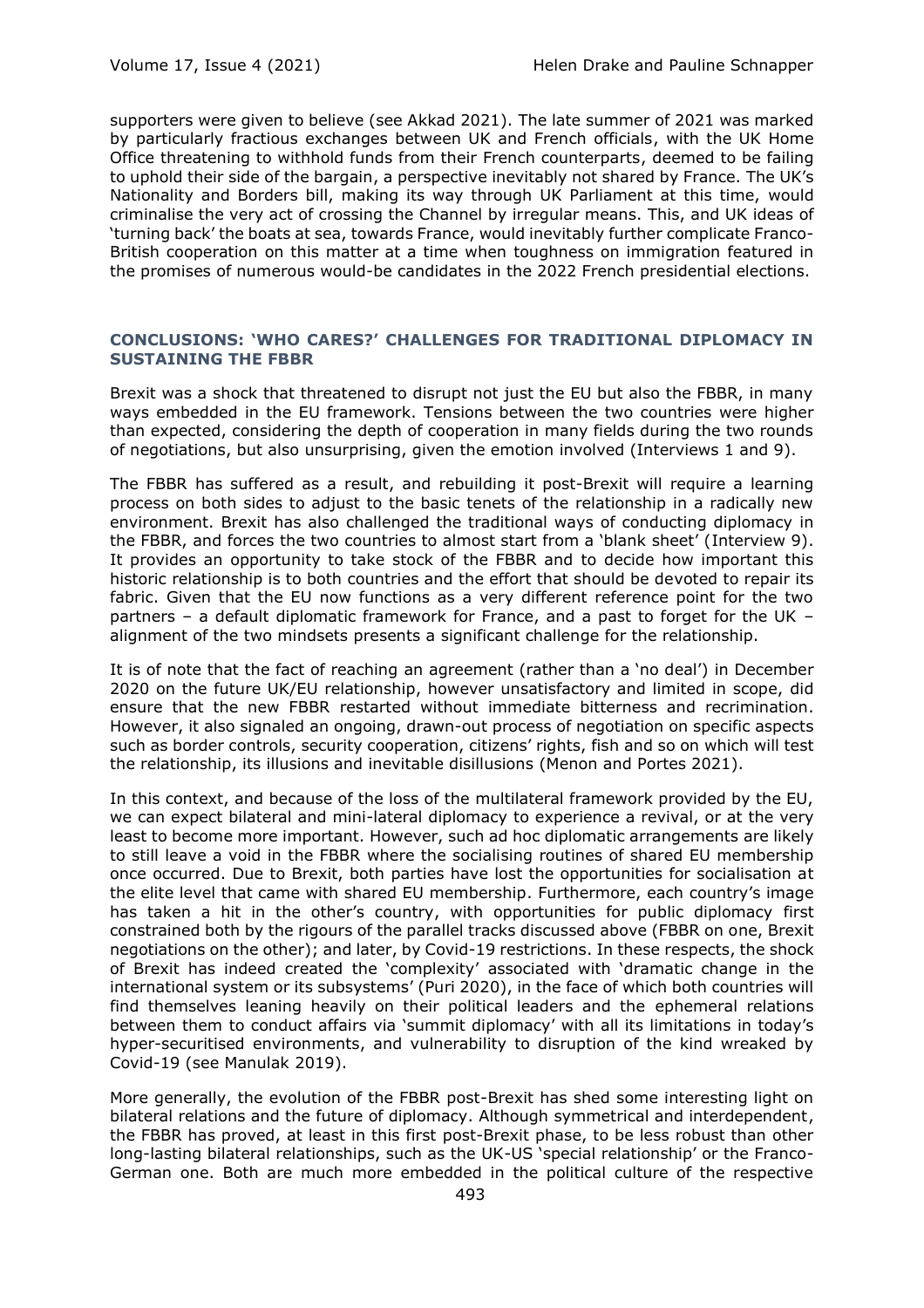supporters were given to believe (see Akkad 2021). The late summer of 2021 was marked by particularly fractious exchanges between UK and French officials, with the UK Home Office threatening to withhold funds from their French counterparts, deemed to be failing to uphold their side of the bargain, a perspective inevitably not shared by France. The UK's Nationality and Borders bill, making its way through UK Parliament at this time, would criminalise the very act of crossing the Channel by irregular means. This, and UK ideas of 'turning back' the boats at sea, towards France, would inevitably further complicate Franco-British cooperation on this matter at a time when toughness on immigration featured in the promises of numerous would-be candidates in the 2022 French presidential elections.

## CONCLUSIONS: 'WHO CARES?' CHALLENGES FOR TRADITIONAL DIPLOMACY IN SUSTAINING THE FBBR

Brexit was a shock that threatened to disrupt not just the EU but also the FBBR, in many ways embedded in the EU framework. Tensions between the two countries were higher than expected, considering the depth of cooperation in many fields during the two rounds of negotiations, but also unsurprising, given the emotion involved (Interviews 1 and 9).

The FBBR has suffered as a result, and rebuilding it post-Brexit will require a learning process on both sides to adjust to the basic tenets of the relationship in a radically new environment. Brexit has also challenged the traditional ways of conducting diplomacy in the FBBR, and forces the two countries to almost start from a 'blank sheet' (Interview 9). It provides an opportunity to take stock of the FBBR and to decide how important this historic relationship is to both countries and the effort that should be devoted to repair its fabric. Given that the EU now functions as a very different reference point for the two partners – a default diplomatic framework for France, and a past to forget for the UK – alignment of the two mindsets presents a significant challenge for the relationship.

It is of note that the fact of reaching an agreement (rather than a 'no deal') in December 2020 on the future UK/EU relationship, however unsatisfactory and limited in scope, did ensure that the new FBBR restarted without immediate bitterness and recrimination. However, it also signaled an ongoing, drawn-out process of negotiation on specific aspects such as border controls, security cooperation, citizens' rights, fish and so on which will test the relationship, its illusions and inevitable disillusions (Menon and Portes 2021).

In this context, and because of the loss of the multilateral framework provided by the EU, we can expect bilateral and mini-lateral diplomacy to experience a revival, or at the very least to become more important. However, such ad hoc diplomatic arrangements are likely to still leave a void in the FBBR where the socialising routines of shared EU membership once occurred. Due to Brexit, both parties have lost the opportunities for socialisation at the elite level that came with shared EU membership. Furthermore, each country's image has taken a hit in the other's country, with opportunities for public diplomacy first constrained both by the rigours of the parallel tracks discussed above (FBBR on one, Brexit negotiations on the other); and later, by Covid-19 restrictions. In these respects, the shock of Brexit has indeed created the 'complexity' associated with 'dramatic change in the international system or its subsystems' (Puri 2020), in the face of which both countries will find themselves leaning heavily on their political leaders and the ephemeral relations between them to conduct affairs via 'summit diplomacy' with all its limitations in today's hyper-securitised environments, and vulnerability to disruption of the kind wreaked by Covid-19 (see Manulak 2019).

More generally, the evolution of the FBBR post-Brexit has shed some interesting light on bilateral relations and the future of diplomacy. Although symmetrical and interdependent, the FBBR has proved, at least in this first post-Brexit phase, to be less robust than other long-lasting bilateral relationships, such as the UK-US 'special relationship' or the Franco-German one. Both are much more embedded in the political culture of the respective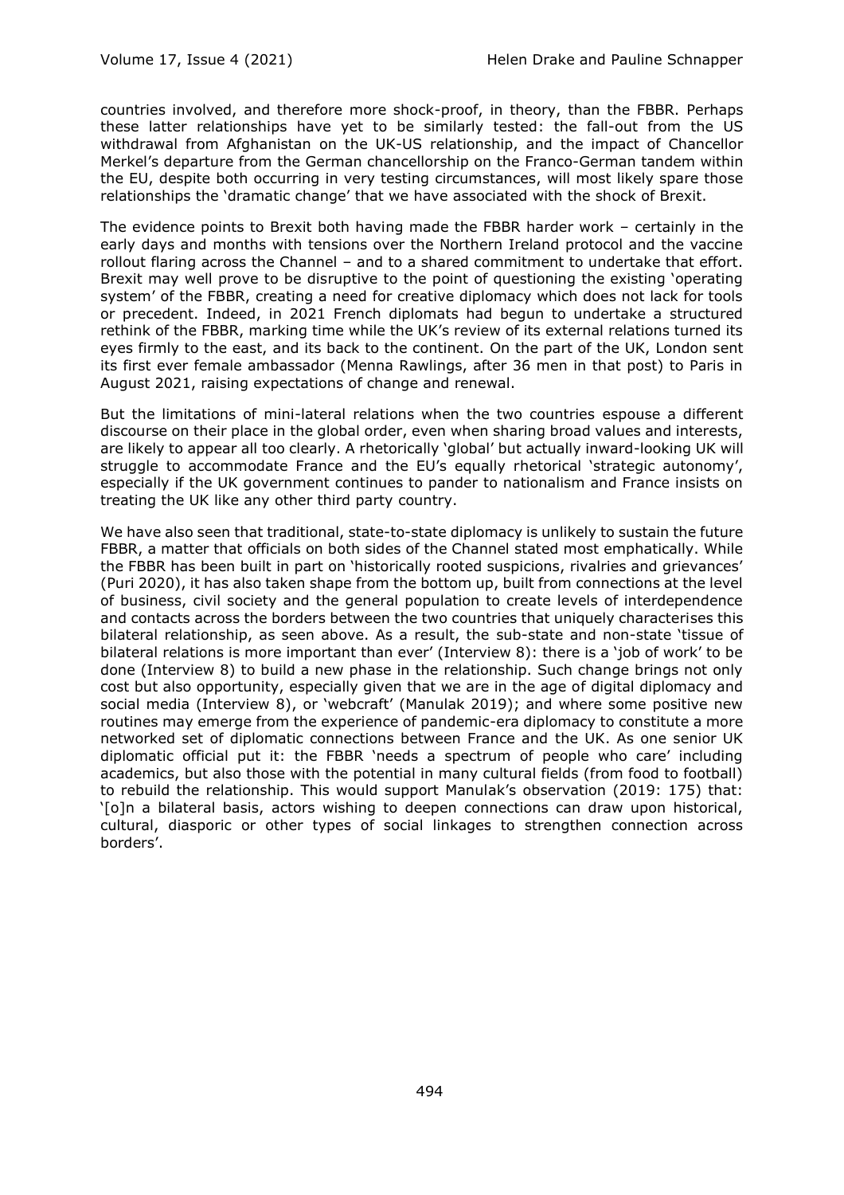countries involved, and therefore more shock-proof, in theory, than the FBBR. Perhaps these latter relationships have yet to be similarly tested: the fall-out from the US withdrawal from Afghanistan on the UK-US relationship, and the impact of Chancellor Merkel's departure from the German chancellorship on the Franco-German tandem within the EU, despite both occurring in very testing circumstances, will most likely spare those relationships the 'dramatic change' that we have associated with the shock of Brexit.

The evidence points to Brexit both having made the FBBR harder work – certainly in the early days and months with tensions over the Northern Ireland protocol and the vaccine rollout flaring across the Channel – and to a shared commitment to undertake that effort. Brexit may well prove to be disruptive to the point of questioning the existing 'operating system' of the FBBR, creating a need for creative diplomacy which does not lack for tools or precedent. Indeed, in 2021 French diplomats had begun to undertake a structured rethink of the FBBR, marking time while the UK's review of its external relations turned its eyes firmly to the east, and its back to the continent. On the part of the UK, London sent its first ever female ambassador (Menna Rawlings, after 36 men in that post) to Paris in August 2021, raising expectations of change and renewal.

But the limitations of mini-lateral relations when the two countries espouse a different discourse on their place in the global order, even when sharing broad values and interests, are likely to appear all too clearly. A rhetorically 'global' but actually inward-looking UK will struggle to accommodate France and the EU's equally rhetorical 'strategic autonomy', especially if the UK government continues to pander to nationalism and France insists on treating the UK like any other third party country.

We have also seen that traditional, state-to-state diplomacy is unlikely to sustain the future FBBR, a matter that officials on both sides of the Channel stated most emphatically. While the FBBR has been built in part on 'historically rooted suspicions, rivalries and grievances' (Puri 2020), it has also taken shape from the bottom up, built from connections at the level of business, civil society and the general population to create levels of interdependence and contacts across the borders between the two countries that uniquely characterises this bilateral relationship, as seen above. As a result, the sub-state and non-state 'tissue of bilateral relations is more important than ever' (Interview 8): there is a 'job of work' to be done (Interview 8) to build a new phase in the relationship. Such change brings not only cost but also opportunity, especially given that we are in the age of digital diplomacy and social media (Interview 8), or 'webcraft' (Manulak 2019); and where some positive new routines may emerge from the experience of pandemic-era diplomacy to constitute a more networked set of diplomatic connections between France and the UK. As one senior UK diplomatic official put it: the FBBR 'needs a spectrum of people who care' including academics, but also those with the potential in many cultural fields (from food to football) to rebuild the relationship. This would support Manulak's observation (2019: 175) that: '[o]n a bilateral basis, actors wishing to deepen connections can draw upon historical, cultural, diasporic or other types of social linkages to strengthen connection across borders'.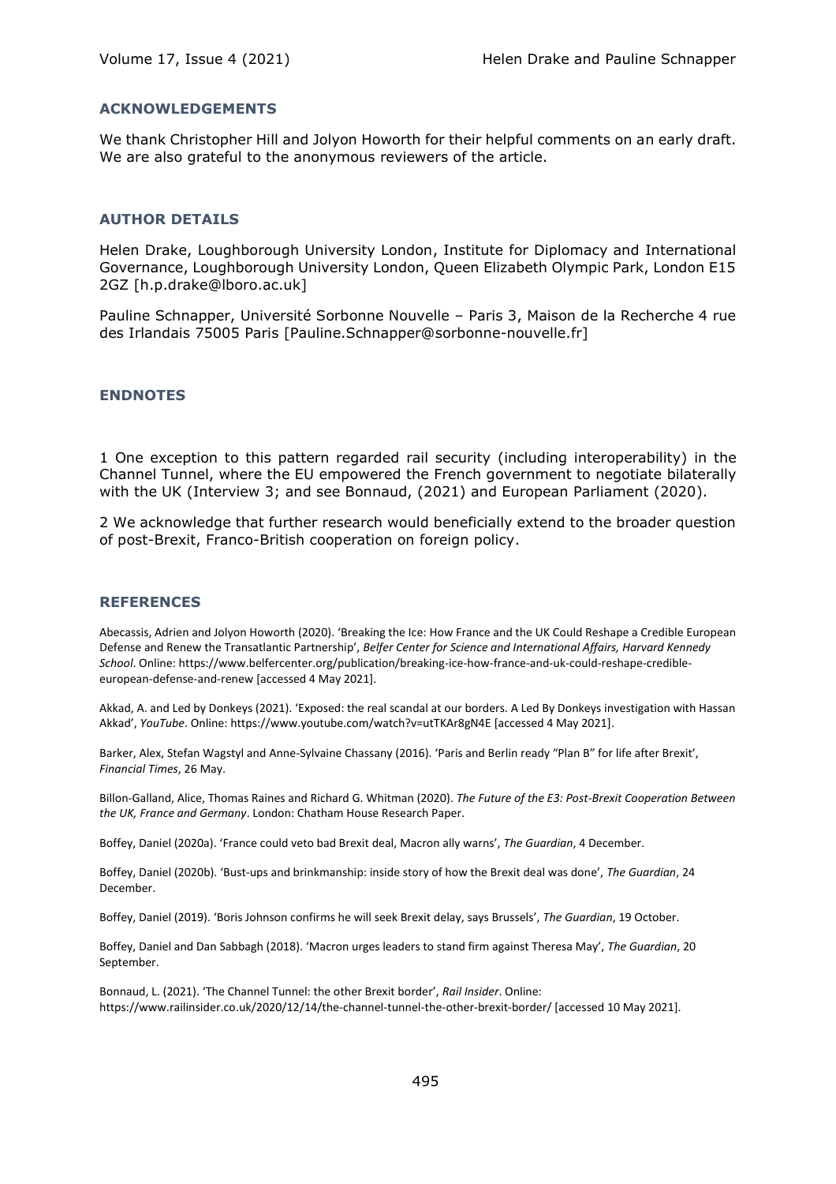## ACKNOWLEDGEMENTS

We thank Christopher Hill and Jolyon Howorth for their helpful comments on an early draft. We are also grateful to the anonymous reviewers of the article.

## AUTHOR DETAILS

Helen Drake, Loughborough University London, Institute for Diplomacy and International Governance, Loughborough University London, Queen Elizabeth Olympic Park, London E15 2GZ [h.p.drake@lboro.ac.uk]

Pauline Schnapper, Université Sorbonne Nouvelle – Paris 3, Maison de la Recherche 4 rue des Irlandais 75005 Paris [Pauline.Schnapper@sorbonne-nouvelle.fr]

## ENDNOTES

1 One exception to this pattern regarded rail security (including interoperability) in the Channel Tunnel, where the EU empowered the French government to negotiate bilaterally with the UK (Interview 3; and see Bonnaud, (2021) and European Parliament (2020).

2 We acknowledge that further research would beneficially extend to the broader question of post-Brexit, Franco-British cooperation on foreign policy.

## REFERENCES

Abecassis, Adrien and Jolyon Howorth (2020). 'Breaking the Ice: How France and the UK Could Reshape a Credible European Defense and Renew the Transatlantic Partnership', *Belfer Center for Science and International Affairs, Harvard Kennedy School*. Online: https://www.belfercenter.org/publication/breaking-ice-how-france-and-uk-could-reshape-credible-european-defense-and-renew [accessed 4 May 2021].

Akkad, A. and Led by Donkeys (2021). 'Exposed: the real scandal at our borders. A Led By Donkeys investigation with Hassan Akkad', *YouTube*. Online: https://www.youtube.com/watch?v=utTKAr8gN4E [accessed 4 May 2021].

Barker, Alex, Stefan Wagstyl and Anne-Sylvaine Chassany (2016). 'Paris and Berlin ready "Plan B" for life after Brexit', *Financial Times*, 26 May.

Billon-Galland, Alice, Thomas Raines and Richard G. Whitman (2020). *The Future of the E3: Post-Brexit Cooperation Between the UK, France and Germany*. London: Chatham House Research Paper.

Boffey, Daniel (2020a). 'France could veto bad Brexit deal, Macron ally warns', *The Guardian*, 4 December.

Boffey, Daniel (2020b). 'Bust-ups and brinkmanship: inside story of how the Brexit deal was done', *The Guardian*, 24 December.

Boffey, Daniel (2019). 'Boris Johnson confirms he will seek Brexit delay, says Brussels', *The Guardian*, 19 October.

Boffey, Daniel and Dan Sabbagh (2018). 'Macron urges leaders to stand firm against Theresa May', *The Guardian*, 20 September.

Bonnaud, L. (2021). 'The Channel Tunnel: the other Brexit border', *Rail Insider*. Online: https://www.railinsider.co.uk/2020/12/14/the-channel-tunnel-the-other-brexit-border/ [accessed 10 May 2021].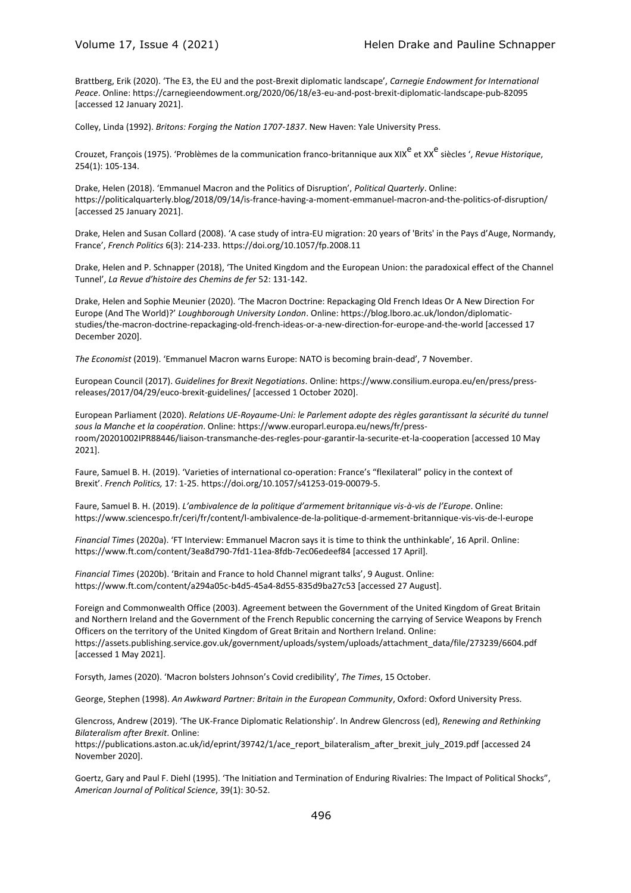Brattberg, Erik (2020). 'The E3, the EU and the post-Brexit diplomatic landscape', *Carnegie Endowment for International Peace*. Online: https://carnegieendowment.org/2020/06/18/e3-eu-and-post-brexit-diplomatic-landscape-pub-82095 [accessed 12 January 2021].

Colley, Linda (1992). *Britons: Forging the Nation 1707-1837*. New Haven: Yale University Press.

Crouzet, François (1975). 'Problèmes de la communication franco-britannique aux XIX[e] et XX[e] siècles ', *Revue Historique*, 254(1): 105-134.

Drake, Helen (2018). 'Emmanuel Macron and the Politics of Disruption', *Political Quarterly*. Online: https://politicalquarterly.blog/2018/09/14/is-france-having-a-moment-emmanuel-macron-and-the-politics-of-disruption/ [accessed 25 January 2021].

Drake, Helen and Susan Collard (2008). 'A case study of intra-EU migration: 20 years of 'Brits' in the Pays d'Auge, Normandy, France', *French Politics* 6(3): 214-233. https://doi.org/10.1057/fp.2008.11

Drake, Helen and P. Schnapper (2018), 'The United Kingdom and the European Union: the paradoxical effect of the Channel Tunnel', *La Revue d'histoire des Chemins de fer* 52: 131-142.

Drake, Helen and Sophie Meunier (2020). 'The Macron Doctrine: Repackaging Old French Ideas Or A New Direction For Europe (And The World)?' *Loughborough University London*. Online: https://blog.lboro.ac.uk/london/diplomatic-studies/the-macron-doctrine-repackaging-old-french-ideas-or-a-new-direction-for-europe-and-the-world [accessed 17 December 2020].

*The Economist* (2019). 'Emmanuel Macron warns Europe: NATO is becoming brain-dead', 7 November.

European Council (2017). *Guidelines for Brexit Negotiations*. Online: https://www.consilium.europa.eu/en/press/press-releases/2017/04/29/euco-brexit-guidelines/ [accessed 1 October 2020].

European Parliament (2020). *Relations UE-Royaume-Uni: le Parlement adopte des règles garantissant la sécurité du tunnel sous la Manche et la coopération*. Online: https://www.europarl.europa.eu/news/fr/press-room/20201002IPR88446/liaison-transmanche-des-regles-pour-garantir-la-securite-et-la-cooperation [accessed 10 May 2021].

Faure, Samuel B. H. (2019). 'Varieties of international co-operation: France's "flexilateral" policy in the context of Brexit'. *French Politics,* 17: 1-25. https://doi.org/10.1057/s41253-019-00079-5.

Faure, Samuel B. H. (2019). *L'ambivalence de la politique d'armement britannique vis-à-vis de l'Europe*. Online: https://www.sciencespo.fr/ceri/fr/content/l-ambivalence-de-la-politique-d-armement-britannique-vis-vis-de-l-europe

*Financial Times* (2020a). 'FT Interview: Emmanuel Macron says it is time to think the unthinkable', 16 April. Online: https://www.ft.com/content/3ea8d790-7fd1-11ea-8fdb-7ec06edeef84 [accessed 17 April].

*Financial Times* (2020b). 'Britain and France to hold Channel migrant talks', 9 August. Online: https://www.ft.com/content/a294a05c-b4d5-45a4-8d55-835d9ba27c53 [accessed 27 August].

Foreign and Commonwealth Office (2003). Agreement between the Government of the United Kingdom of Great Britain and Northern Ireland and the Government of the French Republic concerning the carrying of Service Weapons by French Officers on the territory of the United Kingdom of Great Britain and Northern Ireland. Online: https://assets.publishing.service.gov.uk/government/uploads/system/uploads/attachment_data/file/273239/6604.pdf [accessed 1 May 2021].

Forsyth, James (2020). 'Macron bolsters Johnson's Covid credibility', *The Times*, 15 October.

George, Stephen (1998). *An Awkward Partner: Britain in the European Community*, Oxford: Oxford University Press.

Glencross, Andrew (2019). 'The UK-France Diplomatic Relationship'. In Andrew Glencross (ed), *Renewing and Rethinking Bilateralism after Brexit*. Online: https://publications.aston.ac.uk/id/eprint/39742/1/ace_report_bilateralism_after_brexit_july_2019.pdf [accessed 24 November 2020].

Goertz, Gary and Paul F. Diehl (1995). 'The Initiation and Termination of Enduring Rivalries: The Impact of Political Shocks", *American Journal of Political Science*, 39(1): 30-52.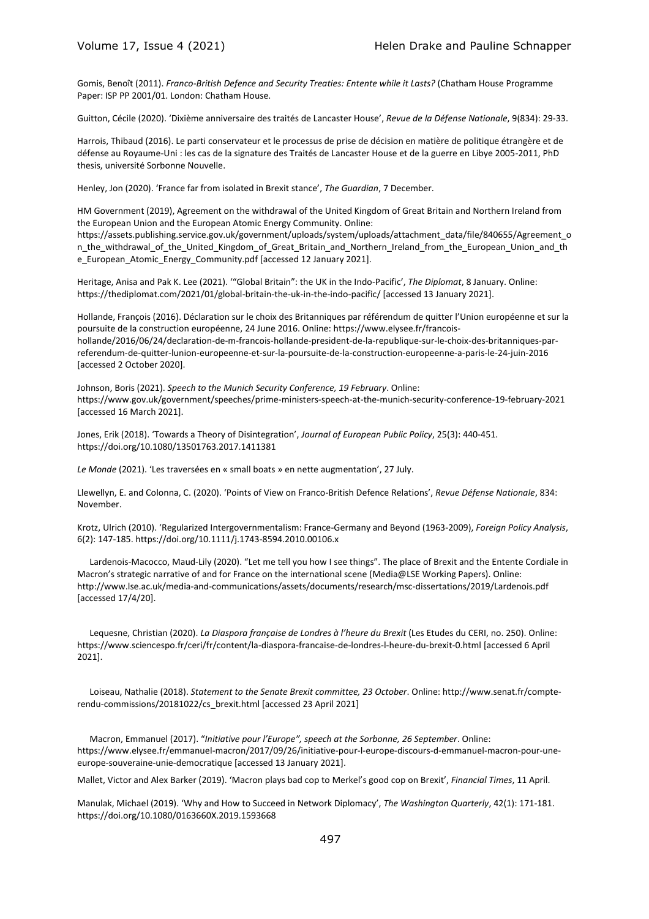Gomis, Benoît (2011). *Franco-British Defence and Security Treaties: Entente while it Lasts?* (Chatham House Programme Paper: ISP PP 2001/01. London: Chatham House.

Guitton, Cécile (2020). 'Dixième anniversaire des traités de Lancaster House', *Revue de la Défense Nationale*, 9(834): 29-33.

Harrois, Thibaud (2016). Le parti conservateur et le processus de prise de décision en matière de politique étrangère et de défense au Royaume-Uni : les cas de la signature des Traités de Lancaster House et de la guerre en Libye 2005-2011, PhD thesis, université Sorbonne Nouvelle.

Henley, Jon (2020). 'France far from isolated in Brexit stance', *The Guardian*, 7 December.

HM Government (2019), Agreement on the withdrawal of the United Kingdom of Great Britain and Northern Ireland from the European Union and the European Atomic Energy Community. Online: https://assets.publishing.service.gov.uk/government/uploads/system/uploads/attachment_data/file/840655/Agreement_on_the_withdrawal_of_the_United_Kingdom_of_Great_Britain_and_Northern_Ireland_from_the_European_Union_and_the_European_Atomic_Energy_Community.pdf [accessed 12 January 2021].

Heritage, Anisa and Pak K. Lee (2021). '"Global Britain": the UK in the Indo-Pacific', *The Diplomat*, 8 January. Online: https://thediplomat.com/2021/01/global-britain-the-uk-in-the-indo-pacific/ [accessed 13 January 2021].

Hollande, François (2016). Déclaration sur le choix des Britanniques par référendum de quitter l'Union européenne et sur la poursuite de la construction européenne, 24 June 2016. Online: https://www.elysee.fr/francois-hollande/2016/06/24/declaration-de-m-francois-hollande-president-de-la-republique-sur-le-choix-des-britanniques-par-referendum-de-quitter-lunion-europeenne-et-sur-la-poursuite-de-la-construction-europeenne-a-paris-le-24-juin-2016 [accessed 2 October 2020].

Johnson, Boris (2021). *Speech to the Munich Security Conference, 19 February*. Online: https://www.gov.uk/government/speeches/prime-ministers-speech-at-the-munich-security-conference-19-february-2021 [accessed 16 March 2021].

Jones, Erik (2018). 'Towards a Theory of Disintegration', *Journal of European Public Policy*, 25(3): 440-451. https://doi.org/10.1080/13501763.2017.1411381

*Le Monde* (2021). 'Les traversées en « small boats » en nette augmentation', 27 July.

Llewellyn, E. and Colonna, C. (2020). 'Points of View on Franco-British Defence Relations', *Revue Défense Nationale*, 834: November.

Krotz, Ulrich (2010). 'Regularized Intergovernmentalism: France-Germany and Beyond (1963-2009), *Foreign Policy Analysis*, 6(2): 147-185. https://doi.org/10.1111/j.1743-8594.2010.00106.x

Lardenois-Macocco, Maud-Lily (2020). "Let me tell you how I see things". The place of Brexit and the Entente Cordiale in Macron's strategic narrative of and for France on the international scene (Media@LSE Working Papers). Online: http://www.lse.ac.uk/media-and-communications/assets/documents/research/msc-dissertations/2019/Lardenois.pdf [accessed 17/4/20].

Lequesne, Christian (2020). *La Diaspora française de Londres à l'heure du Brexit* (Les Etudes du CERI, no. 250). Online: https://www.sciencespo.fr/ceri/fr/content/la-diaspora-francaise-de-londres-l-heure-du-brexit-0.html [accessed 6 April 2021].

Loiseau, Nathalie (2018). *Statement to the Senate Brexit committee, 23 October*. Online: http://www.senat.fr/compte-rendu-commissions/20181022/cs_brexit.html [accessed 23 April 2021]

Macron, Emmanuel (2017). "*Initiative pour l'Europe", speech at the Sorbonne, 26 September*. Online: https://www.elysee.fr/emmanuel-macron/2017/09/26/initiative-pour-l-europe-discours-d-emmanuel-macron-pour-une-europe-souveraine-unie-democratique [accessed 13 January 2021].

Mallet, Victor and Alex Barker (2019). 'Macron plays bad cop to Merkel's good cop on Brexit', *Financial Times*, 11 April.

Manulak, Michael (2019). 'Why and How to Succeed in Network Diplomacy', *The Washington Quarterly*, 42(1): 171-181. https://doi.org/10.1080/0163660X.2019.1593668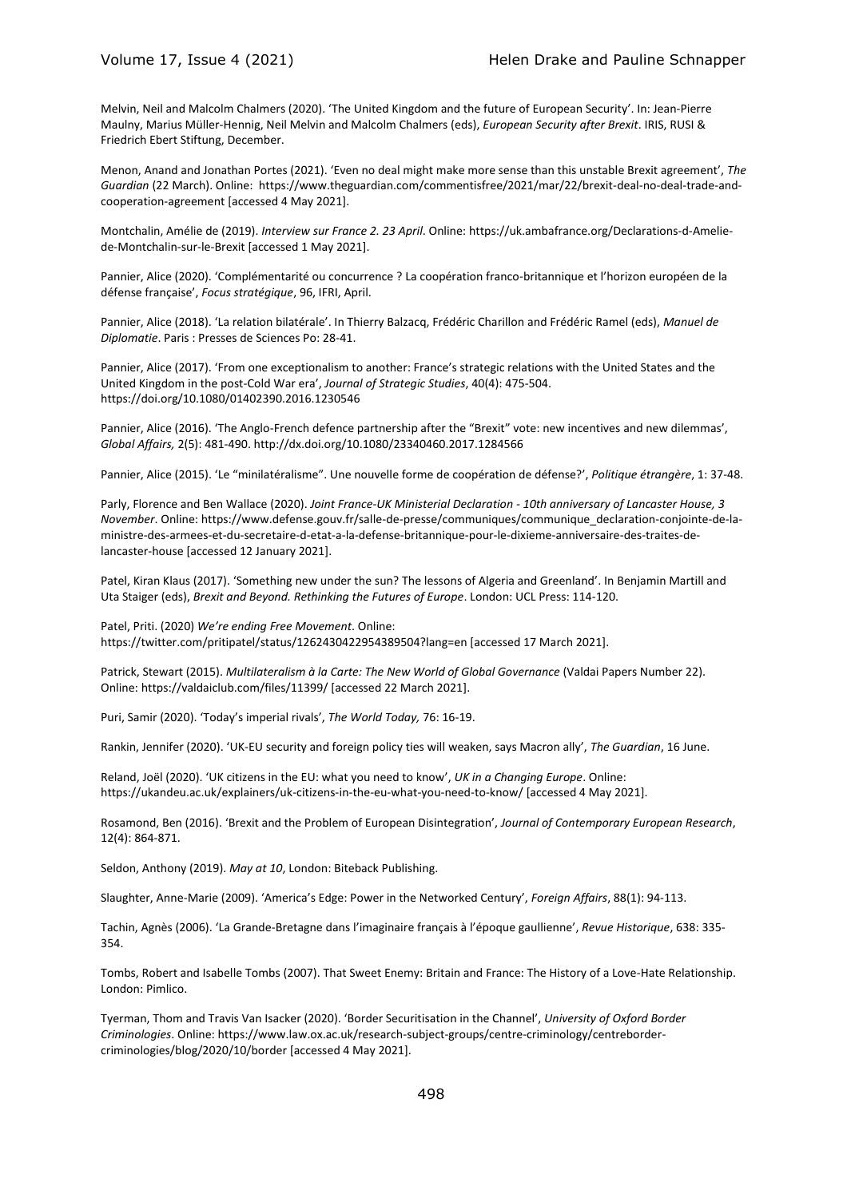Melvin, Neil and Malcolm Chalmers (2020). 'The United Kingdom and the future of European Security'. In: Jean-Pierre Maulny, Marius Müller-Hennig, Neil Melvin and Malcolm Chalmers (eds), *European Security after Brexit*. IRIS, RUSI & Friedrich Ebert Stiftung, December.

Menon, Anand and Jonathan Portes (2021). 'Even no deal might make more sense than this unstable Brexit agreement', *The Guardian* (22 March). Online: https://www.theguardian.com/commentisfree/2021/mar/22/brexit-deal-no-deal-trade-and-cooperation-agreement [accessed 4 May 2021].

Montchalin, Amélie de (2019). *Interview sur France 2. 23 April*. Online: https://uk.ambafrance.org/Declarations-d-Amelie-de-Montchalin-sur-le-Brexit [accessed 1 May 2021].

Pannier, Alice (2020). 'Complémentarité ou concurrence ? La coopération franco-britannique et l'horizon européen de la défense française', *Focus stratégique*, 96, IFRI, April.

Pannier, Alice (2018). 'La relation bilatérale'. In Thierry Balzacq, Frédéric Charillon and Frédéric Ramel (eds), *Manuel de Diplomatie*. Paris : Presses de Sciences Po: 28-41.

Pannier, Alice (2017). 'From one exceptionalism to another: France's strategic relations with the United States and the United Kingdom in the post-Cold War era', *Journal of Strategic Studies*, 40(4): 475-504. https://doi.org/10.1080/01402390.2016.1230546

Pannier, Alice (2016). 'The Anglo-French defence partnership after the "Brexit" vote: new incentives and new dilemmas', *Global Affairs,* 2(5): 481-490. http://dx.doi.org/10.1080/23340460.2017.1284566

Pannier, Alice (2015). 'Le "minilatéralisme". Une nouvelle forme de coopération de défense?', *Politique étrangère*, 1: 37-48.

Parly, Florence and Ben Wallace (2020). *Joint France-UK Ministerial Declaration - 10th anniversary of Lancaster House, 3 November*. Online: https://www.defense.gouv.fr/salle-de-presse/communiques/communique_declaration-conjointe-de-la-ministre-des-armees-et-du-secretaire-d-etat-a-la-defense-britannique-pour-le-dixieme-anniversaire-des-traites-de-lancaster-house [accessed 12 January 2021].

Patel, Kiran Klaus (2017). 'Something new under the sun? The lessons of Algeria and Greenland'. In Benjamin Martill and Uta Staiger (eds), *Brexit and Beyond. Rethinking the Futures of Europe*. London: UCL Press: 114-120.

Patel, Priti. (2020) *We're ending Free Movement*. Online: https://twitter.com/pritipatel/status/1262430422954389504?lang=en [accessed 17 March 2021].

Patrick, Stewart (2015). *Multilateralism à la Carte: The New World of Global Governance* (Valdai Papers Number 22). Online: https://valdaiclub.com/files/11399/ [accessed 22 March 2021].

Puri, Samir (2020). 'Today's imperial rivals', *The World Today,* 76: 16-19.

Rankin, Jennifer (2020). 'UK-EU security and foreign policy ties will weaken, says Macron ally', *The Guardian*, 16 June.

Reland, Joël (2020). 'UK citizens in the EU: what you need to know', *UK in a Changing Europe*. Online: https://ukandeu.ac.uk/explainers/uk-citizens-in-the-eu-what-you-need-to-know/ [accessed 4 May 2021].

Rosamond, Ben (2016). 'Brexit and the Problem of European Disintegration', *Journal of Contemporary European Research*, 12(4): 864-871.

Seldon, Anthony (2019). *May at 10*, London: Biteback Publishing.

Slaughter, Anne-Marie (2009). 'America's Edge: Power in the Networked Century', *Foreign Affairs*, 88(1): 94-113.

Tachin, Agnès (2006). 'La Grande-Bretagne dans l'imaginaire français à l'époque gaullienne', *Revue Historique*, 638: 335-354.

Tombs, Robert and Isabelle Tombs (2007). That Sweet Enemy: Britain and France: The History of a Love-Hate Relationship. London: Pimlico.

Tyerman, Thom and Travis Van Isacker (2020). 'Border Securitisation in the Channel', *University of Oxford Border Criminologies*. Online: https://www.law.ox.ac.uk/research-subject-groups/centre-criminology/centreborder-criminologies/blog/2020/10/border [accessed 4 May 2021].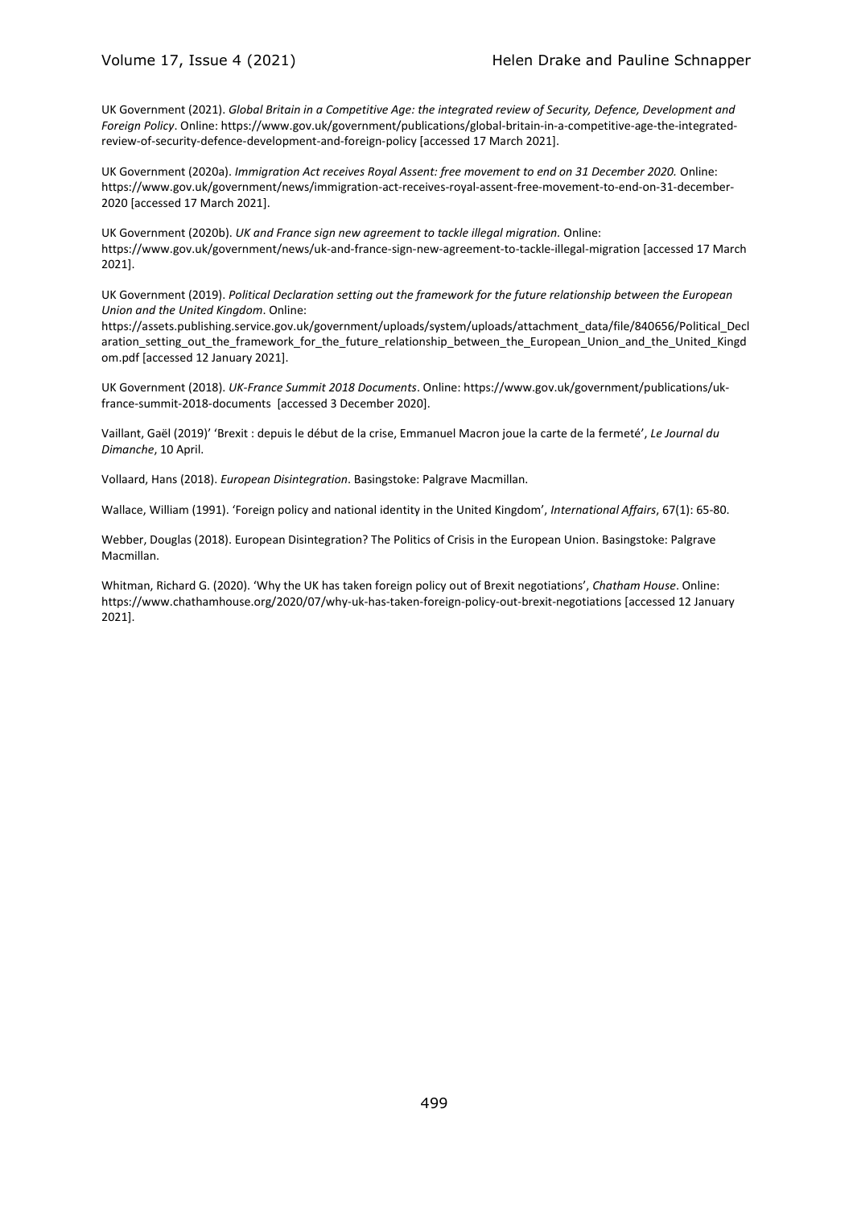UK Government (2021). *Global Britain in a Competitive Age: the integrated review of Security, Defence, Development and Foreign Policy*. Online: https://www.gov.uk/government/publications/global-britain-in-a-competitive-age-the-integrated-review-of-security-defence-development-and-foreign-policy [accessed 17 March 2021].

UK Government (2020a). *Immigration Act receives Royal Assent: free movement to end on 31 December 2020.* Online: https://www.gov.uk/government/news/immigration-act-receives-royal-assent-free-movement-to-end-on-31-december-2020 [accessed 17 March 2021].

UK Government (2020b). *UK and France sign new agreement to tackle illegal migration.* Online: https://www.gov.uk/government/news/uk-and-france-sign-new-agreement-to-tackle-illegal-migration [accessed 17 March 2021].

UK Government (2019). *Political Declaration setting out the framework for the future relationship between the European Union and the United Kingdom*. Online: https://assets.publishing.service.gov.uk/government/uploads/system/uploads/attachment_data/file/840656/Political_Declaration_setting_out_the_framework_for_the_future_relationship_between_the_European_Union_and_the_United_Kingdom.pdf [accessed 12 January 2021].

UK Government (2018). *UK-France Summit 2018 Documents*. Online: https://www.gov.uk/government/publications/uk-france-summit-2018-documents [accessed 3 December 2020].

Vaillant, Gaël (2019)' 'Brexit : depuis le début de la crise, Emmanuel Macron joue la carte de la fermeté', *Le Journal du Dimanche*, 10 April.

Vollaard, Hans (2018). *European Disintegration*. Basingstoke: Palgrave Macmillan.

Wallace, William (1991). 'Foreign policy and national identity in the United Kingdom', *International Affairs*, 67(1): 65-80.

Webber, Douglas (2018). European Disintegration? The Politics of Crisis in the European Union. Basingstoke: Palgrave Macmillan.

Whitman, Richard G. (2020). 'Why the UK has taken foreign policy out of Brexit negotiations', *Chatham House*. Online: https://www.chathamhouse.org/2020/07/why-uk-has-taken-foreign-policy-out-brexit-negotiations [accessed 12 January 2021].